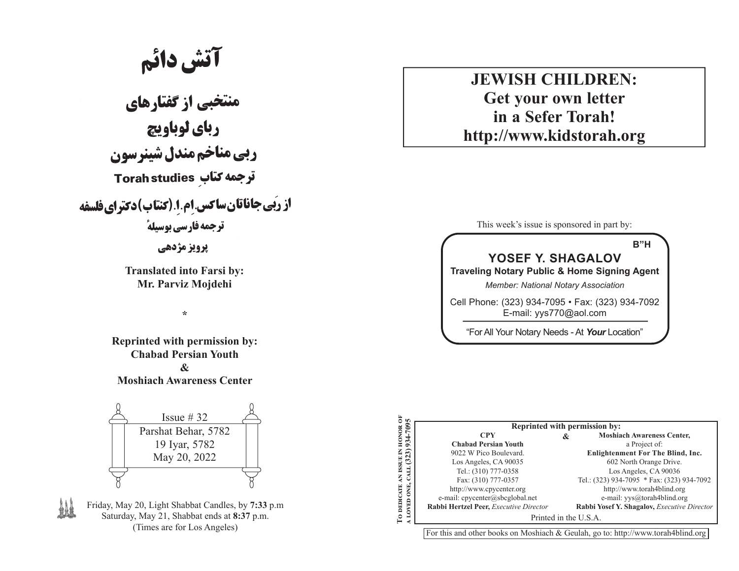# آتش دائم

## منتخبی از گفتارهای
## ربای لوباویچ
## ربی مناخم مندل شینرسون

ترجمه کتابِ Torah studies

از رَبی جاناتان ساکس. اِم. اِ. (کنتاب) دکترای فلسفه

ترجمه فارسی بوسیلهٔ

پرویز مژدهی

**Translated into Farsi by:**
**Mr. Parviz Mojdehi**

*

**Reprinted with permission by:**
**Chabad Persian Youth**
**&**
**Moshiach Awareness Center**

Issue # 32
Parshat Behar, 5782
19 Iyar, 5782
May 20, 2022

Friday, May 20, Light Shabbat Candles, by **7:33** p.m
Saturday, May 21, Shabbat ends at **8:37** p.m.
(Times are for Los Angeles)

**JEWISH CHILDREN:**
**Get your own letter**
**in a Sefer Torah!**
**http://www.kidstorah.org**

This week's issue is sponsored in part by:

B"H

**YOSEF Y. SHAGALOV**
**Traveling Notary Public & Home Signing Agent**
*Member: National Notary Association*
Cell Phone: (323) 934-7095 • Fax: (323) 934-7092
E-mail: yys770@aol.com

"For All Your Notary Needs - At ***Your*** Location"

To dedicate an issue in honor of a loved one, call (323) 934-7095

**Reprinted with permission by:**

| **CPY** | **&** | **Moshiach Awareness Center,** |
|---|---|---|
| **Chabad Persian Youth** | | a Project of: |
| 9022 W Pico Boulevard. | | **Enlightenment For The Blind, Inc.** |
| Los Angeles, CA 90035 | | 602 North Orange Drive. |
| Tel.: (310) 777-0358 | | Los Angeles, CA 90036 |
| Fax: (310) 777-0357 | | Tel.: (323) 934-7095 * Fax: (323) 934-7092 |
| http://www.cpycenter.org | | http://www.torah4blind.org |
| e-mail: cpycenter@sbcglobal.net | | e-mail: yys@torah4blind.org |
| **Rabbi Hertzel Peer,** *Executive Director* | | **Rabbi Yosef Y. Shagalov,** *Executive Director* |

Printed in the U.S.A.

For this and other books on Moshiach & Geulah, go to: http://www.torah4blind.org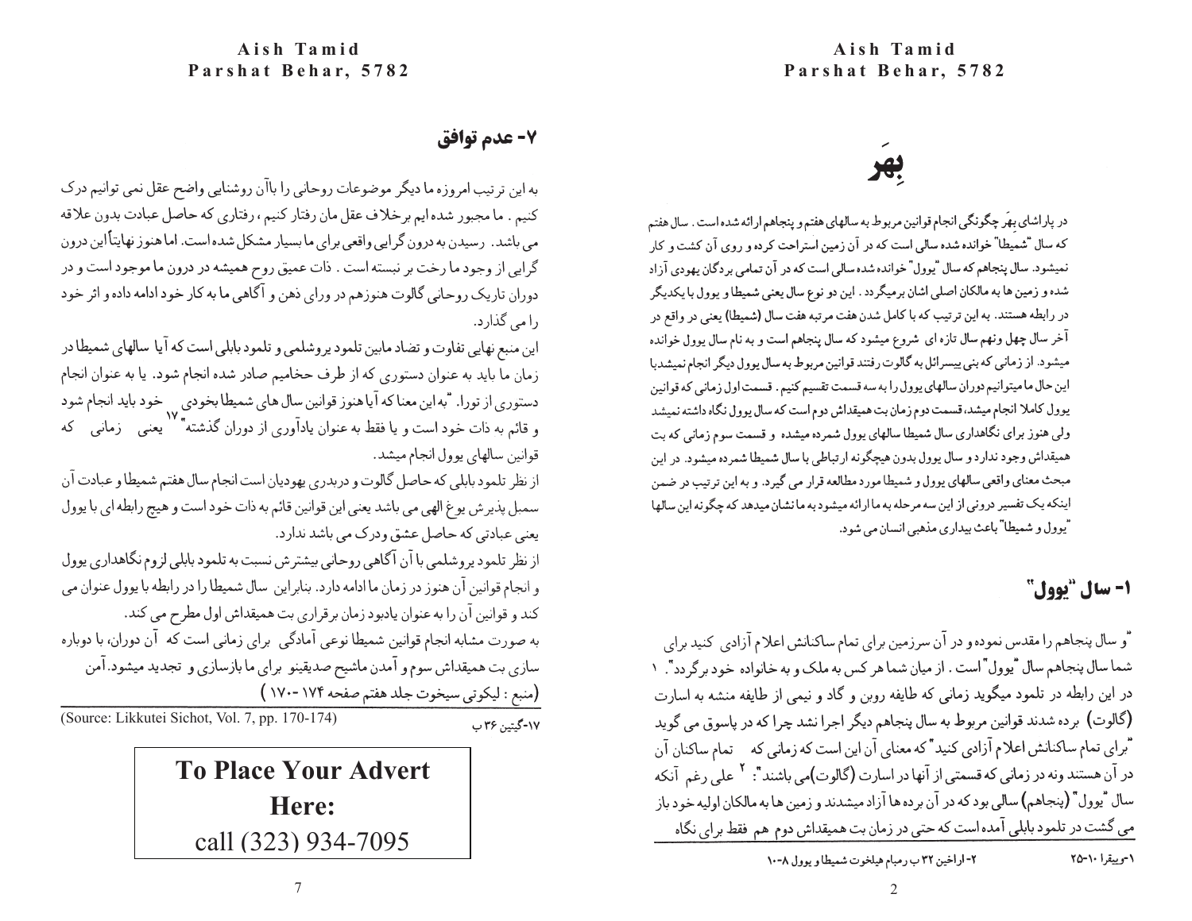# بِهَر

در پاراشای بهَر چگونگی انجام قوانین مربوط به سالهای هفتم و پنجاهم ارائه شده است . سال هفتم که سال "شمیطا" خوانده شده سالی است که در آن زمین استراحت کرده و روی آن کشت و کار نمیشود. سال پنجاهم که سال "یوول" خوانده شده سالی است که در آن تمامی بردگان یهودی آزاد شده و زمین ها به مالکان اصلی اشان برمیگردد . این دو نوع سال یعنی شمیطا و یوول با یکدیگر در رابطه هستند. به این ترتیب که با کامل شدن هفت مرتبه هفت سال (شمیطا) یعنی در واقع در آخر سال چهل ونهم سال تازه ای شروع میشود که سال پنجاهم است و به نام سال یوول خوانده میشود. از زمانی که بنی یسرائل به گالوت رفتند قوانین مربوط به سال یوول دیگر انجام نمیشدبا این حال ما میتوانیم دوران سالهای یوول را به سه قسمت تقسیم کنیم. قسمت اول زمانی که قوانین یوول کاملا انجام میشد، قسمت دوم زمان بت همیقداش دوم است که سال یوول نگاه داشته نمیشد ولی هنوز برای نگاهداری سال شمیطا سالهای یوول شمرده میشده و قسمت سوم زمانی که بت همیقداش وجود ندارد و سال یوول بدون هیچگونه ارتباطی با سال شمیطا شمرده میشود. در این مبحث معنای واقعی سالهای یوول و شمیطا مورد مطالعه قرار می گیرد. و به این ترتیب در ضمن اینکه یک تفسیر درونی از این سه مرحله به ما ارائه میشود به ما نشان میدهد که چگونه این سالها "یوول و شمیطا" باعث بیداری مذهبی انسان می شود.

## ۱- سال "یوول"

"و سال پنجاهم را مقدس نموده و در آن سرزمین برای تمام ساکنانش اعلام آزادی کنید برای شما سال پنجاهم سال "یوول" است . از میان شما هر کس به ملک و به خانواده خود برگردد". ۱

در این رابطه در تلمود میگوید زمانی که طایفه روبن و گاد و نیمی از طایفه منشه به اسارت (گالوت) برده شدند قوانین مربوط به سال پنجاهم دیگر اجرا نشد چرا که در پاسوق می گوید "برای تمام ساکنانش اعلام آزادی کنید" که معنای آن این است که زمانی که تمام ساکنان آن در آن هستند ونه در زمانی که قسمتی از آنها در اسارت (گالوت)می باشند": [2] علی رغم آنکه سال "یوول" (پنجاهم) سالی بود که در آن برده ها آزاد میشدند و زمین ها به مالکان اولیه خود باز می گشت در تلمود بابلی آمده است که حتی در زمان بت همیقداش دوم هم فقط برای نگاه

۱-وییقرا ۱۰-۲۵

۲- اراخین ۳۲ ب رمبام هیلخوت شمیطا و یوول ۸-۱۰

## ۷- عدم توافق

به این ترتیب امروزه ما دیگر موضوعات روحانی را باآن روشنایی واضح عقل نمی توانیم درک کنیم . ما مجبور شده ایم برخلاف عقل مان رفتار کنیم ، رفتاری که حاصل عبادت بدون علاقه می باشد. رسیدن به درون گرایی واقعی برای ما بسیار مشکل شده است. اما هنوز نهایتاً این درون گرایی از وجود ما رخت بر نبسته است . ذات عمیق روح همیشه در درون ما موجود است و در دوران تاریک روحانی گالوت هنوزهم در ورای ذهن و آگاهی ما به کار خود ادامه داده و اثر خود را می گذارد.

این منبع نهایی تفاوت و تضاد مابین تلمود یروشلمی و تلمود بابلی است که آیا سالهای شمیطا در زمان ما باید به عنوان دستوری که از طرف حخامیم صادر شده انجام شود. یا به عنوان انجام دستوری از تورا. "به این معنا که آیا هنوز قوانین سال های شمیطا بخودی خود باید انجام شود و قائم به ذات خود است و یا فقط به عنوان یادآوری از دوران گذشته" [17] یعنی زمانی که قوانین سالهای یوول انجام میشد.

از نظر تلمود بابلی که حاصل گالوت و دربدری یهودیان است انجام سال هفتم شمیطا و عبادت آن سمبل پذیرش یوغ الهی می باشد یعنی این قوانین قائم به ذات خود است و هیچ رابطه ای با یوول یعنی عبادتی که حاصل عشق ودرک می باشد ندارد.

از نظر تلمود یروشلمی با آن آگاهی روحانی بیشترش نسبت به تلمود بابلی لزوم نگاهداری یوول و انجام قوانین آن هنوز در زمان ما ادامه دارد. بنابراین سال شمیطا را در رابطه با یوول عنوان می کند و قوانین آن را به عنوان یادبود زمان برقراری بت همیقداش اول مطرح می کند.

به صورت مشابه انجام قوانین شمیطا نوعی آمادگی برای زمانی است که آن دوران، با دوباره سازی بت همیقداش سوم و آمدن ماشیح صدیقینو برای ما بازسازی و تجدید میشود.آمن

(منبع : لیکوتی سیخوت جلد هفتم صفحه ۱۷۴ -۱۷۰ )

(Source: Likkutei Sichot, Vol. 7, pp. 170-174)

۱۷-گیتین ۳۶ ب

**To Place Your Advert Here:**
call (323) 934-7095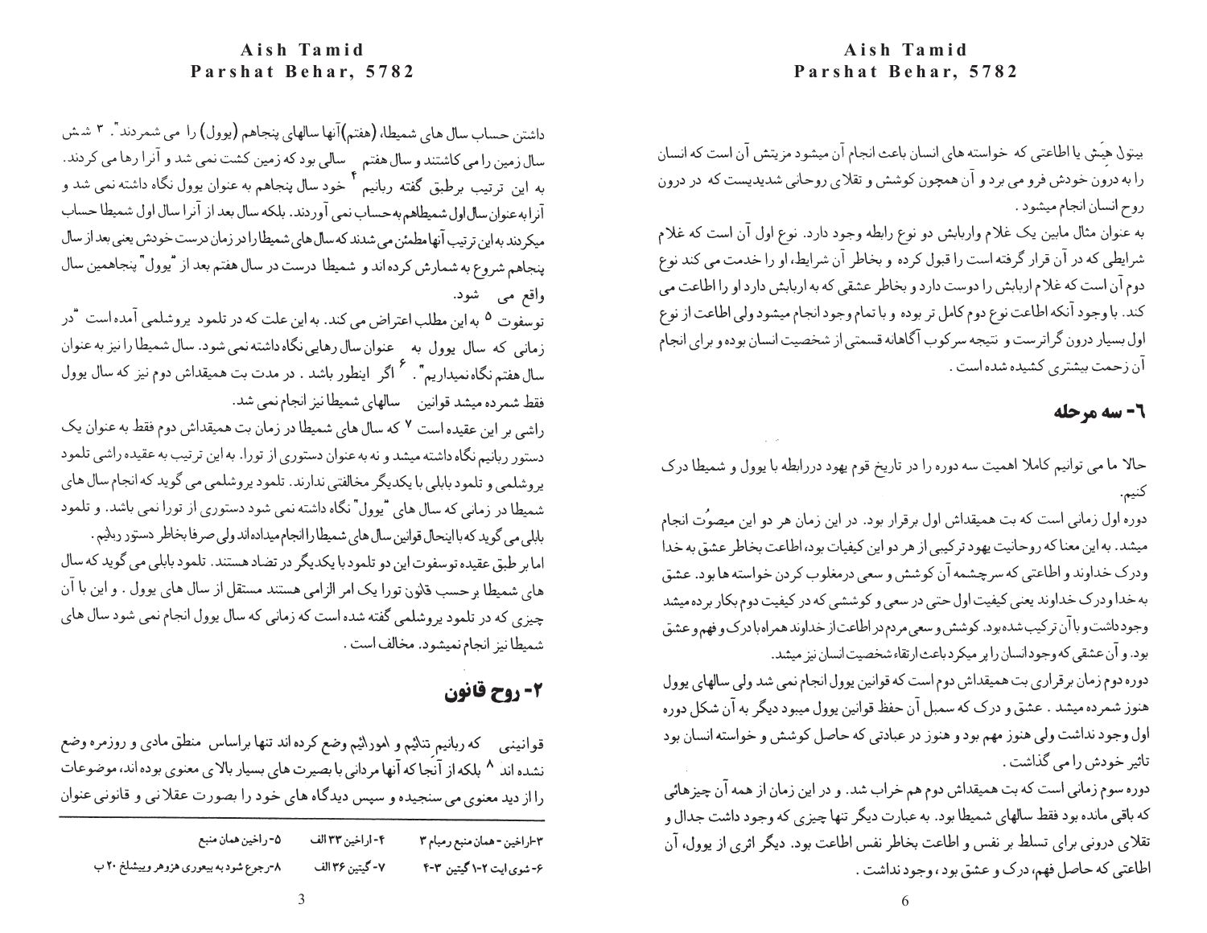داشتن حساب سال های شمیطا، (هفتم)آنها سالهای پنجاهم (یوول) را می شمردند". [3] شش سال زمین را می کاشتند و سال هفتم  سالی بود که زمین کشت نمی شد و آنرا رها می کردند. به این ترتیب برطبق گفته ربانیم [4] خود سال پنجاهم به عنوان یوول نگاه داشته نمی شد و آنرا به عنوان سال اول شمیطاهم به حساب نمی آوردند. بلکه سال بعد از آنرا سال اول شمیطا حساب میکردند به این ترتیب آنها مطمئن می شدند که سال های شمیطا را در زمان درست خودش یعنی بعد از سال پنجاهم شروع به شمارش کرده اند و شمیطا درست در سال هفتم بعد از "یوول" پنجاهمین سال واقع می شود.

توسفوت [5] به این مطلب اعتراض می کند. به این علت که در تلمود یروشلمی آمده است "در زمانی که سال یوول به  عنوان سال رهایی نگاه داشته نمی شود. سال شمیطا را نیز به عنوان سال هفتم نگاه نمیداریم". [6] اگر اینطور باشد . در مدت بت همیقداش دوم نیز که سال یوول فقط شمرده میشد قوانین  سالهای شمیطا نیز انجام نمی شد.

راشی بر این عقیده است [7] که سال های شمیطا در زمان بت همیقداش دوم فقط به عنوان یک دستور ربانیم نگاه داشته میشد و نه به عنوان دستوری از تورا. به این ترتیب به عقیده راشی تلمود یروشلمی و تلمود بابلی با یکدیگر مخالفتی ندارند. تلمود یروشلمی می گوید که انجام سال های شمیطا در زمانی که سال های "یوول" نگاه داشته نمی شود دستوری از تورا نمی باشد. و تلمود بابلی می گوید که با اینحال قوانین سال های شمیطا را انجام میداده اند ولی صرفا بخاطر دستور ربانیم.

اما بر طبق عقیده توسفوت این دو تلمود با یکدیگر در تضاد هستند. تلمود بابلی می گوید که سال های شمیطا بر حسب قانون تورا یک امر الزامی هستند مستقل از سال های یوول . و این با آن چیزی که در تلمود یروشلمی گفته شده است که زمانی که سال یوول انجام نمی شود سال های شمیطا نیز انجام نمیشود. مخالف است .

## ٢- روح قانون

قوانینی  که ربانیم تنائیم و امورائیم وضع کرده اند تنها براساس منطق مادی و روزمره وضع نشده اند [8] بلکه از آنجا که آنها مردانی با بصیرت های بسیار بالای معنوی بوده اند، موضوعات را از دید معنوی می سنجیده و سپس دیدگاه های خود را بصورت عقلانی و قانونی عنوان

---

٣-اراخین - همان منبع رمبام ٣ ٤- اراخین ٣٣ الف ٥- راخین همان منبع
٦- شوی ایت ٢-١ گیتین ٣-٤ ٧- گیتین ٣٦ الف ٨-رجوع شود به بیعوری هزوهر وییشلخ ٢٠ ب

---

بیتول هِیش یا اطاعتی که خواسته های انسان باعث انجام آن میشود مزیتش آن است که انسان را به درون خودش فرو می برد و آن همچون کوشش و تقلای روحانی شدیدیست که در درون روح انسان انجام میشود .

به عنوان مثال مابین یک غلام وار بابش دو نوع رابطه وجود دارد. نوع اول آن است که غلام شرایطی که در آن قرار گرفته است را قبول کرده و بخاطر آن شرایط، او را خدمت می کند نوع دوم آن است که غلام اربابش را دوست دارد و بخاطر عشقی که به اربابش دارد او را اطاعت می کند. با وجود آنکه اطاعت نوع دوم کامل تر بوده و با تمام وجود انجام میشود ولی اطاعت از نوع اول بسیار درون گراتر ست و نتیجه سرکوب آگاهانه قسمتی از شخصیت انسان بوده و برای انجام آن زحمت بیشتری کشیده شده است .

## ٦- سه مرحله

حالا ما می توانیم کاملا اهمیت سه دوره را در تاریخ قوم یهود دررابطه با یوول و شمیطا درک کنیم.

دوره اول زمانی است که بت همیقداش اول برقرار بود. در این زمان هر دو این میصوُت انجام میشد. به این معنا که روحانیت یهود ترکیبی از هر دو این کیفیات بود، اطاعت بخاطر عشق به خدا ودرک خداوند و اطاعتی که سرچشمه آن کوشش و سعی درمغلوب کردن خواسته ها بود. عشق به خدا ودرک خداوند یعنی کیفیت اول حتی در سعی و کوششی که در کیفیت دوم بکار برده میشد وجود داشت و با آن ترکیب شده بود. کوشش و سعی مردم در اطاعت از خداوند همراه با درک و فهم و عشق بود. و آن عشقی که وجود انسان را پر میکرد باعث ارتقاء شخصیت انسان نیز میشد.

دوره دوم زمان برقراری بت همیقداش دوم است که قوانین یوول انجام نمی شد ولی سالهای یوول هنوز شمرده میشد . عشق و درک که سمبل آن حفظ قوانین یوول میبود دیگر به آن شکل دوره اول وجود نداشت ولی هنوز مهم بود و هنوز در عبادتی که حاصل کوشش و خواسته انسان بود تاثیر خودش را می گذاشت .

دوره سوم زمانی است که بت همیقداش دوم هم خراب شد. و در این زمان از همه آن چیزهائی که باقی مانده بود فقط سالهای شمیطا بود. به عبارت دیگر تنها چیزی که وجود داشت جدال و تقلای درونی برای تسلط بر نفس و اطاعت بخاطر نفس اطاعت بود. دیگر اثری از یوول، آن اطاعتی که حاصل فهم، درک و عشق بود ، وجود نداشت .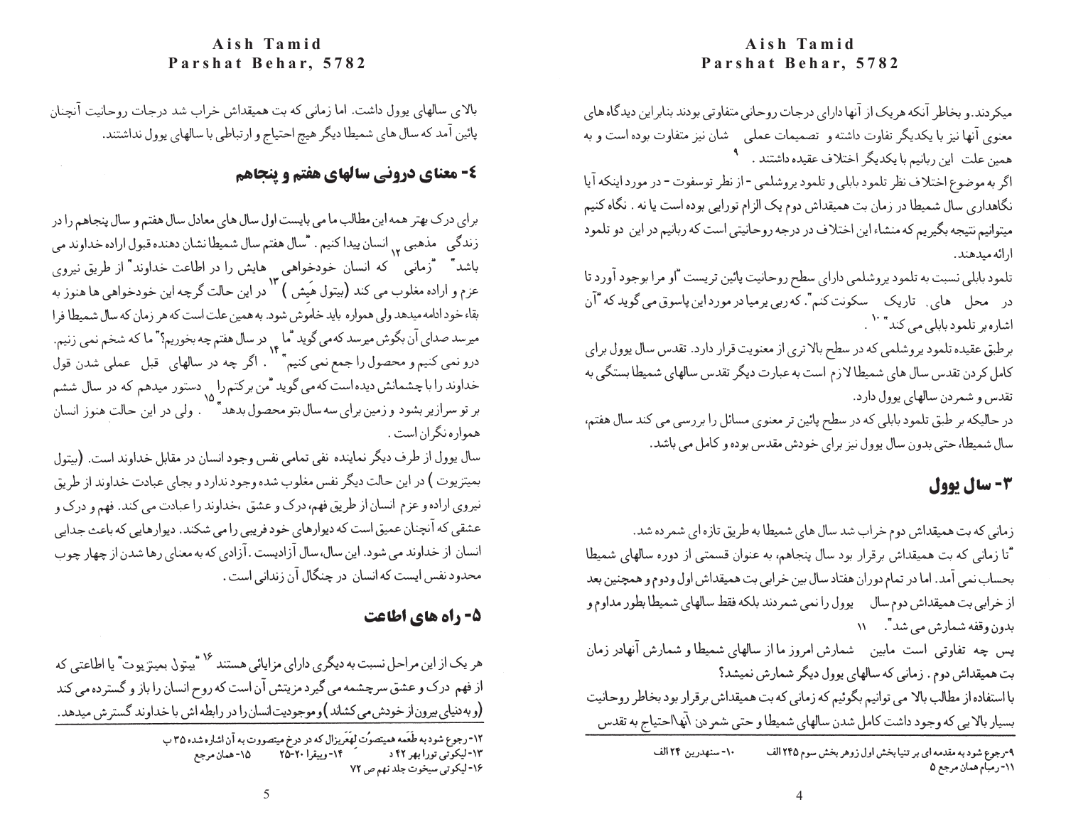میکردند. و بخاطر آنکه هریک از آنها دارای درجات روحانی متفاوتی بودند بنابراین دیدگاه های معنوی آنها نیز با یکدیگر تفاوت داشته و تصمیمات عملی شان نیز متفاوت بوده است و به همین علت این ربانیم با یکدیگر اختلاف عقیده داشتند.[9]

اگر به موضوع اختلاف نظر تلمود بابلی و تلمود یروشلمی - از نظر توسفوت - در مورد اینکه آیا نگاهداری سال شمیطا در زمان بت همیقداش دوم یک الزام تورایی بوده است یا نه. نگاه کنیم میتوانیم نتیجه بگیریم که منشاء این اختلاف در درجه روحانیتی است که ربانیم در این دو تلمود ارائه میدهند.

تلمود بابلی نسبت به تلمود یروشلمی دارای سطح روحانیت پائین تریست "او مرا بوجود آورد تا در محل های تاریک سکونت کنم". که ربی یرمیا در مورد این پاسوق می گوید که "آن اشاره بر تلمود بابلی می کند"[10].

برطبق عقیده تلمود یروشلمی که در سطح بالا تری از معنویت قرار دارد. تقدس سال یوول برای کامل کردن تقدس سال های شمیطا لازم است به عبارت دیگر تقدس سالهای شمیطا بستگی به تقدس و شمردن سالهای یوول دارد.

در حالیکه بر طبق تلمود بابلی که در سطح پائین تر معنوی مسائل را بررسی می کند سال هفتم، سال شمیطا، حتی بدون سال یوول نیز برای خودش مقدس بوده و کامل می باشد.

## ۳- سال یوول

زمانی که بت همیقداش دوم خراب شد سال های شمیطا به طریق تازه ای شمرده شد.

"تا زمانی که بت همیقداش برقرار بود سال پنجاهم، به عنوان قسمتی از دوره سالهای شمیطا بحساب نمی آمد. اما در تمام دوران هفتاد سال بین خرابی بت همیقداش اول ودوم و همچنین بعد از خرابی بت همیقداش دوم سال یوول را نمی شمردند بلکه فقط سالهای شمیطا بطور مداوم و بدون وقفه شمارش می شد".[11]

پس چه تفاوتی است مابین شمارش امروز ما از سالهای شمیطا و شمارش آنهادر زمان بت همیقداش دوم. زمانی که سالهای یوول دیگر شمارش نمیشد؟

با استفاده از مطالب بالا می توانیم بگوئیم که زمانی که بت همیقداش برقرار بود بخاطر روحانیت بسیار بالا یی که وجود داشت کامل شدن سالهای شمیطا و حتی شمردن آنها احتیاج به تقدس

۹-رجوع شود به مقدمه ای بر تنیا بخش اول زوهر بخش سوم ۲۴۵ الف &nbsp;&nbsp; ۱۰- سنهدرین ۲۴ الف

۱۱- رمبام همان مرجع ۵

بالای سالهای یوول داشت. اما زمانی که بت همیقداش خراب شد درجات روحانیت آنچنان پائین آمد که سال های شمیطا دیگر هیچ احتیاج و ارتباطی با سالهای یوول نداشتند.

## ٤- معنای درونی سالهای هفتم و پنجاهم

برای درک بهتر همه این مطالب ما می بایست اول سال های معادل سال هفتم و سال پنجاهم را در زندگی مذهبی[12] انسان پیدا کنیم. "سال هفتم سال شمیطا نشان دهنده قبول اراده خداوند می باشد" "زمانی که انسان خودخواهی هایش را در اطاعت خداوند" از طریق نیروی عزم و اراده مغلوب می کند (بیتول هَیش)[13] در این حالت گرچه این خودخواهی ها هنوز به بقاء خود ادامه میدهد ولی همواره باید خاموش شود. به همین علت است که هر زمان که سال شمیطا فرا میرسد صدای آن بگوش میرسد که می گوید "ما در سال هفتم چه بخوریم؟" ما که شخم نمی زنیم. درو نمی کنیم و محصول را جمع نمی کنیم"[14]. اگر چه در سالهای قبل عملی شدن قول خداوند را با چشمانش دیده است که می گوید "من برکتم را دستور میدهم که در سال ششم بر تو سرازیر بشود و زمین برای سه سال بتو محصول بدهد"[15]. ولی در این حالت هنوز انسان همواره نگران است.

سال یوول از طرف دیگر نماینده نفی تمامی نفس وجود انسان در مقابل خداوند است. (بیتول بمیتزیوت) در این حالت دیگر نفس مغلوب شده وجود ندارد و بجای عبادت خداوند از طریق نیروی اراده و عزم انسان از طریق فهم، درک و عشق، خداوند را عبادت می کند. فهم و درک و عشقی که آنچنان عمیق است که دیوارهای خود فریبی را می شکند. دیوارهایی که باعث جدایی انسان از خداوند می شود. این سال، سال آزادیست. آزادی که به معنای رها شدن از چهار چوب محدود نفس ایست که انسان در چنگال آن زندانی است.

## ۵- راه های اطاعت

هر یک از این مراحل نسبت به دیگری دارای مزایائی هستند[16] "بیتول بمیتزیوت" یا اطاعتی که از فهم درک و عشق سرچشمه می گیرد مزیتش آن است که روح انسان را باز و گسترده می کند (و به دنیای بیرون از خودش می کشاند) و موجودیت انسان را در رابطه اش با خداوند گسترش میدهد.

۱۲- رجوع شود به طَعَمه همیتصوُت لِهَعَریزال که در درخ میتصووت به آن اشاره شده ۳۵ ب

۱۳- لیکوتی تورا بهر ۴۲ د &nbsp;&nbsp; ۱۴- وییقرا ۲۰-۲۵ &nbsp;&nbsp; ۱۵- همان مرجع

۱۶- لیکوتی سیخوت جلد نهم ص ۷۲